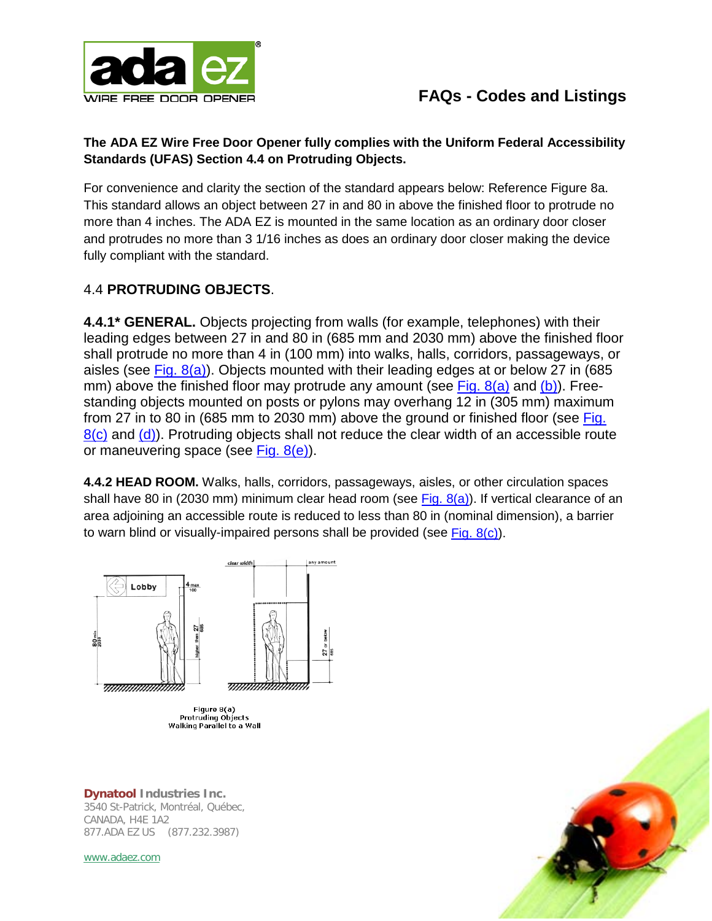# FAQs - Codes and Listings

**The ADA EZ Wire Free Door Opener fully complies with the Uniform Federal Accessibility Standards (UFAS) Section 4.4 on Protruding Objects.**

For convenience and clarity the section of the standard appears below: Reference Figure 8a. This standard allows an object between 27 in and 80 in above the finished floor to protrude no more than 4 inches. The ADA EZ is mounted in the same location as an ordinary door closer and protrudes no more than 3 1/16 inches as does an ordinary door closer making the device fully compliant with the standard.

## 4.4 **PROTRUDING OBJECTS**.

**4.4.1* GENERAL.** Objects projecting from walls (for example, telephones) with their leading edges between 27 in and 80 in (685 mm and 2030 mm) above the finished floor shall protrude no more than 4 in (100 mm) into walks, halls, corridors, passageways, or aisles (see Fig. 8(a)). Objects mounted with their leading edges at or below 27 in (685 mm) above the finished floor may protrude any amount (see Fig. 8(a) and (b)). Free-standing objects mounted on posts or pylons may overhang 12 in (305 mm) maximum from 27 in to 80 in (685 mm to 2030 mm) above the ground or finished floor (see Fig. 8(c) and (d)). Protruding objects shall not reduce the clear width of an accessible route or maneuvering space (see Fig. 8(e)).

**4.4.2 HEAD ROOM.** Walks, halls, corridors, passageways, aisles, or other circulation spaces shall have 80 in (2030 mm) minimum clear head room (see Fig. 8(a)). If vertical clearance of an area adjoining an accessible route is reduced to less than 80 in (nominal dimension), a barrier to warn blind or visually-impaired persons shall be provided (see Fig. 8(c)).

Figure 8(a)
Protruding Objects
Walking Parallel to a Wall

**Dynatool Industries Inc.**
3540 St-Patrick, Montréal, Québec,
CANADA, H4E 1A2
877.ADA EZ US (877.232.3987)

www.adaez.com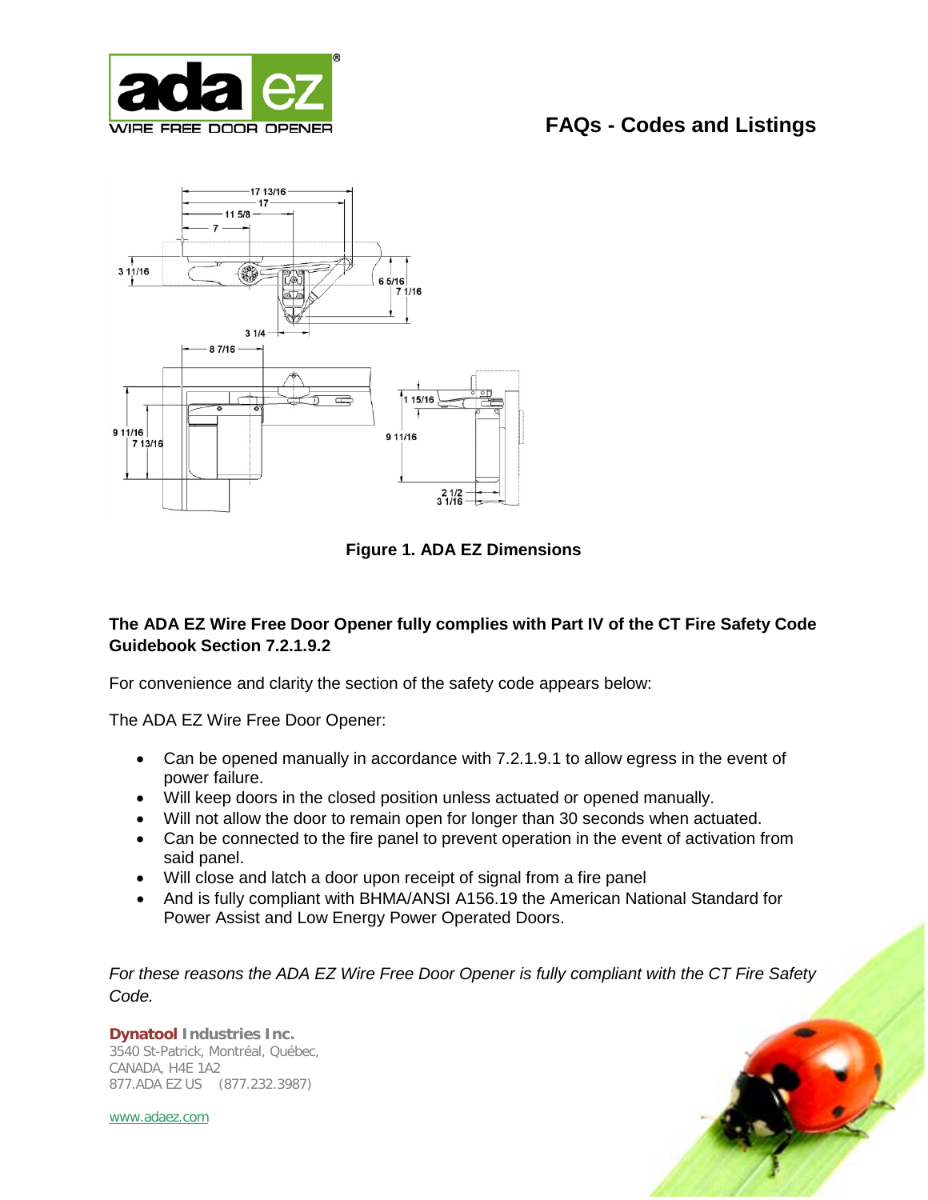# FAQs - Codes and Listings

Figure 1. ADA EZ Dimensions

**The ADA EZ Wire Free Door Opener fully complies with Part IV of the CT Fire Safety Code Guidebook Section 7.2.1.9.2**

For convenience and clarity the section of the safety code appears below:

The ADA EZ Wire Free Door Opener:

- Can be opened manually in accordance with 7.2.1.9.1 to allow egress in the event of power failure.
- Will keep doors in the closed position unless actuated or opened manually.
- Will not allow the door to remain open for longer than 30 seconds when actuated.
- Can be connected to the fire panel to prevent operation in the event of activation from said panel.
- Will close and latch a door upon receipt of signal from a fire panel
- And is fully compliant with BHMA/ANSI A156.19 the American National Standard for Power Assist and Low Energy Power Operated Doors.

*For these reasons the ADA EZ Wire Free Door Opener is fully compliant with the CT Fire Safety Code.*

**Dynatool Industries Inc.**
3540 St-Patrick, Montréal, Québec,
CANADA, H4E 1A2
877.ADA EZ US (877.232.3987)

www.adaez.com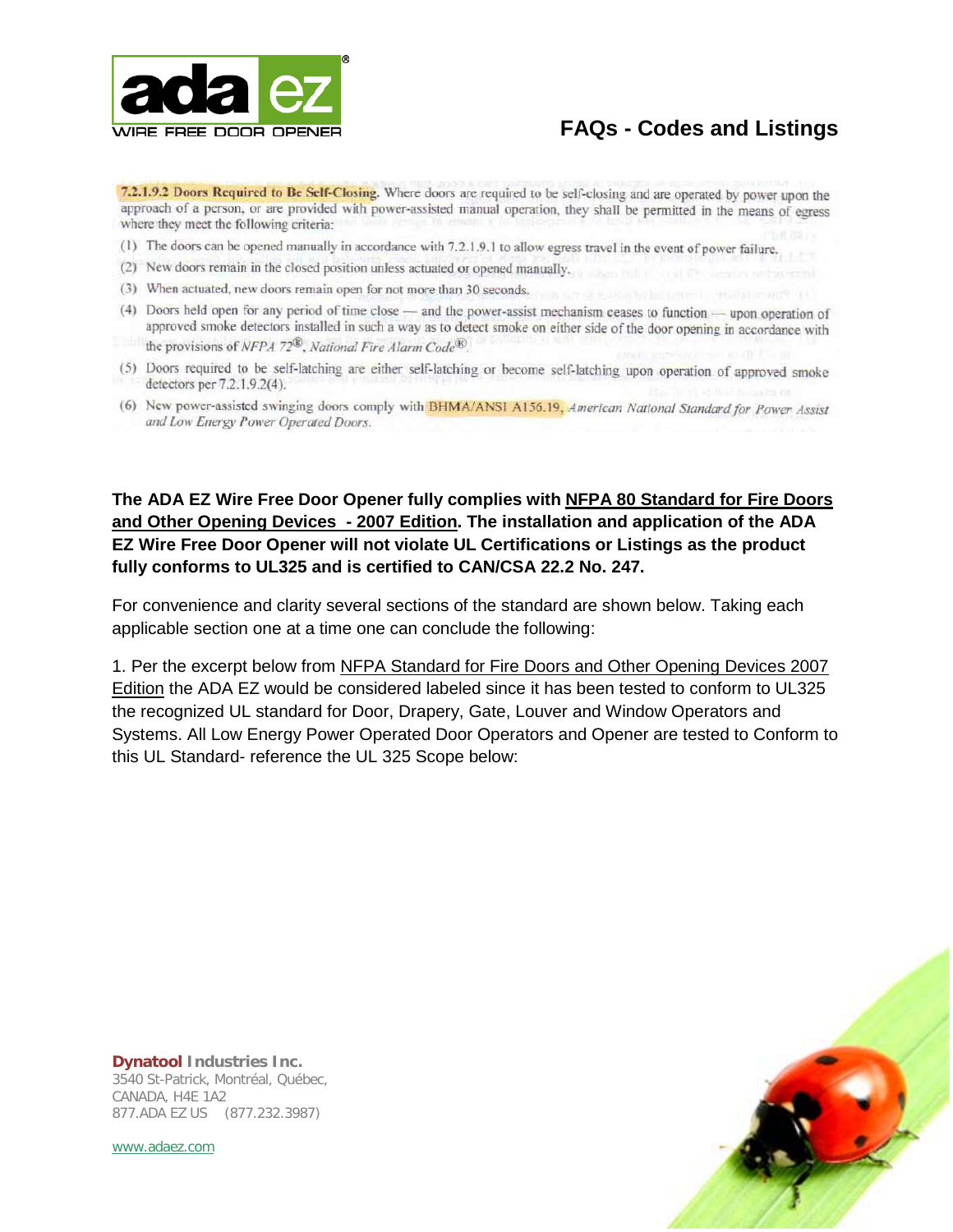**7.2.1.9.2 Doors Required to Be Self-Closing.** Where doors are required to be self-closing and are operated by power upon the approach of a person, or are provided with power-assisted manual operation, they shall be permitted in the means of egress where they meet the following criteria:

(1) The doors can be opened manually in accordance with 7.2.1.9.1 to allow egress travel in the event of power failure.

(2) New doors remain in the closed position unless actuated or opened manually.

(3) When actuated, new doors remain open for not more than 30 seconds.

(4) Doors held open for any period of time close — and the power-assist mechanism ceases to function — upon operation of approved smoke detectors installed in such a way as to detect smoke on either side of the door opening in accordance with the provisions of *NFPA 72®, National Fire Alarm Code®*.

(5) Doors required to be self-latching are either self-latching or become self-latching upon operation of approved smoke detectors per 7.2.1.9.2(4).

(6) New power-assisted swinging doors comply with BHMA/ANSI A156.19, *American National Standard for Power Assist and Low Energy Power Operated Doors*.

**The ADA EZ Wire Free Door Opener fully complies with NFPA 80 Standard for Fire Doors and Other Opening Devices - 2007 Edition. The installation and application of the ADA EZ Wire Free Door Opener will not violate UL Certifications or Listings as the product fully conforms to UL325 and is certified to CAN/CSA 22.2 No. 247.**

For convenience and clarity several sections of the standard are shown below. Taking each applicable section one at a time one can conclude the following:

1. Per the excerpt below from NFPA Standard for Fire Doors and Other Opening Devices 2007 Edition the ADA EZ would be considered labeled since it has been tested to conform to UL325 the recognized UL standard for Door, Drapery, Gate, Louver and Window Operators and Systems. All Low Energy Power Operated Door Operators and Opener are tested to Conform to this UL Standard- reference the UL 325 Scope below: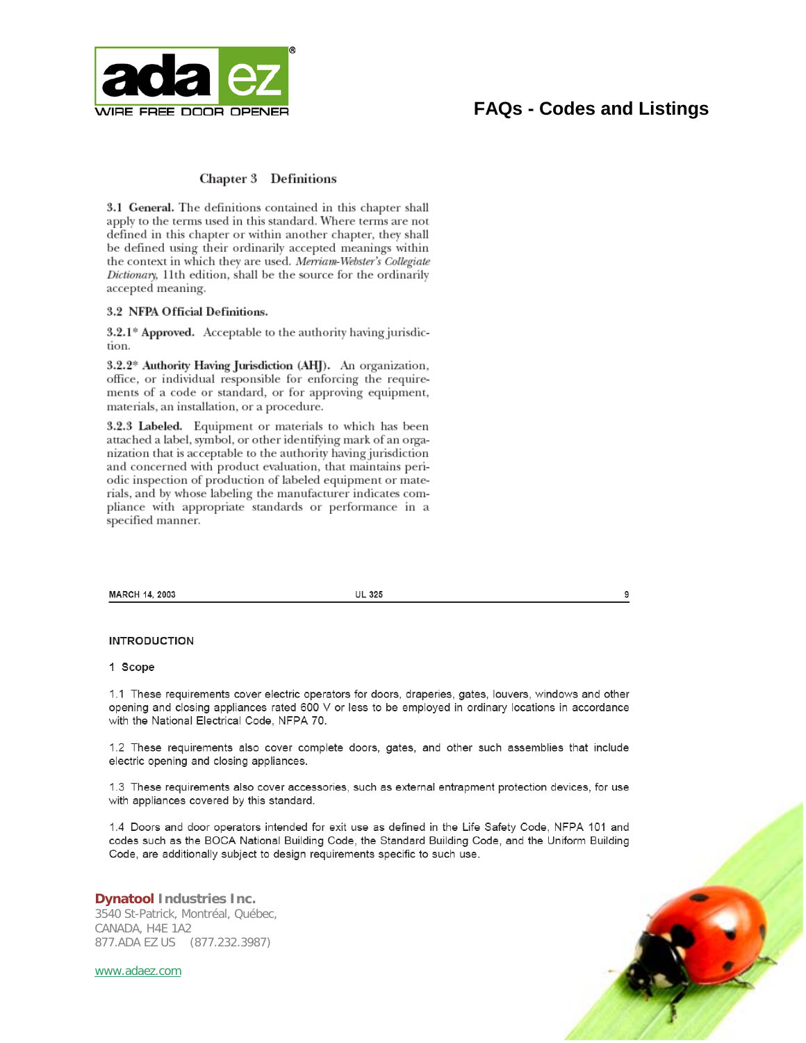# FAQs - Codes and Listings

## Chapter 3 Definitions

**3.1 General.** The definitions contained in this chapter shall apply to the terms used in this standard. Where terms are not defined in this chapter or within another chapter, they shall be defined using their ordinarily accepted meanings within the context in which they are used. *Merriam-Webster's Collegiate Dictionary*, 11th edition, shall be the source for the ordinarily accepted meaning.

**3.2 NFPA Official Definitions.**

**3.2.1* Approved.** Acceptable to the authority having jurisdiction.

**3.2.2* Authority Having Jurisdiction (AHJ).** An organization, office, or individual responsible for enforcing the requirements of a code or standard, or for approving equipment, materials, an installation, or a procedure.

**3.2.3 Labeled.** Equipment or materials to which has been attached a label, symbol, or other identifying mark of an organization that is acceptable to the authority having jurisdiction and concerned with product evaluation, that maintains periodic inspection of production of labeled equipment or materials, and by whose labeling the manufacturer indicates compliance with appropriate standards or performance in a specified manner.

MARCH 14, 2003 UL 325 9

**INTRODUCTION**

**1 Scope**

1.1 These requirements cover electric operators for doors, draperies, gates, louvers, windows and other opening and closing appliances rated 600 V or less to be employed in ordinary locations in accordance with the National Electrical Code, NFPA 70.

1.2 These requirements also cover complete doors, gates, and other such assemblies that include electric opening and closing appliances.

1.3 These requirements also cover accessories, such as external entrapment protection devices, for use with appliances covered by this standard.

1.4 Doors and door operators intended for exit use as defined in the Life Safety Code, NFPA 101 and codes such as the BOCA National Building Code, the Standard Building Code, and the Uniform Building Code, are additionally subject to design requirements specific to such use.

**Dynatool Industries Inc.**
3540 St-Patrick, Montréal, Québec,
CANADA, H4E 1A2
877.ADA EZ US (877.232.3987)

www.adaez.com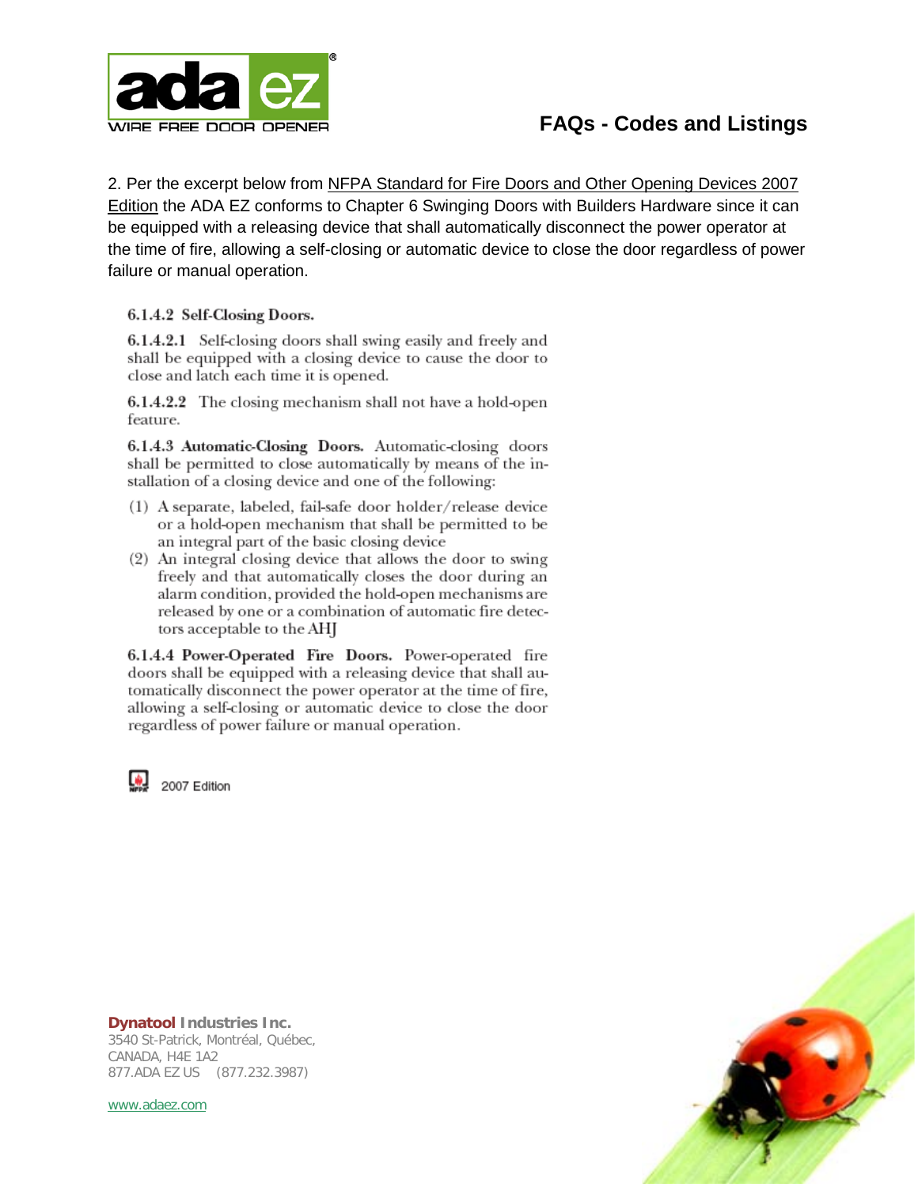## FAQs - Codes and Listings

2. Per the excerpt below from NFPA Standard for Fire Doors and Other Opening Devices 2007 Edition the ADA EZ conforms to Chapter 6 Swinging Doors with Builders Hardware since it can be equipped with a releasing device that shall automatically disconnect the power operator at the time of fire, allowing a self-closing or automatic device to close the door regardless of power failure or manual operation.

**6.1.4.2 Self-Closing Doors.**

**6.1.4.2.1** Self-closing doors shall swing easily and freely and shall be equipped with a closing device to cause the door to close and latch each time it is opened.

**6.1.4.2.2** The closing mechanism shall not have a hold-open feature.

**6.1.4.3 Automatic-Closing Doors.** Automatic-closing doors shall be permitted to close automatically by means of the installation of a closing device and one of the following:

(1) A separate, labeled, fail-safe door holder/release device or a hold-open mechanism that shall be permitted to be an integral part of the basic closing device
(2) An integral closing device that allows the door to swing freely and that automatically closes the door during an alarm condition, provided the hold-open mechanisms are released by one or a combination of automatic fire detectors acceptable to the AHJ

**6.1.4.4 Power-Operated Fire Doors.** Power-operated fire doors shall be equipped with a releasing device that shall automatically disconnect the power operator at the time of fire, allowing a self-closing or automatic device to close the door regardless of power failure or manual operation.

2007 Edition

**Dynatool Industries Inc.**
3540 St-Patrick, Montréal, Québec,
CANADA, H4E 1A2
877.ADA EZ US (877.232.3987)

www.adaez.com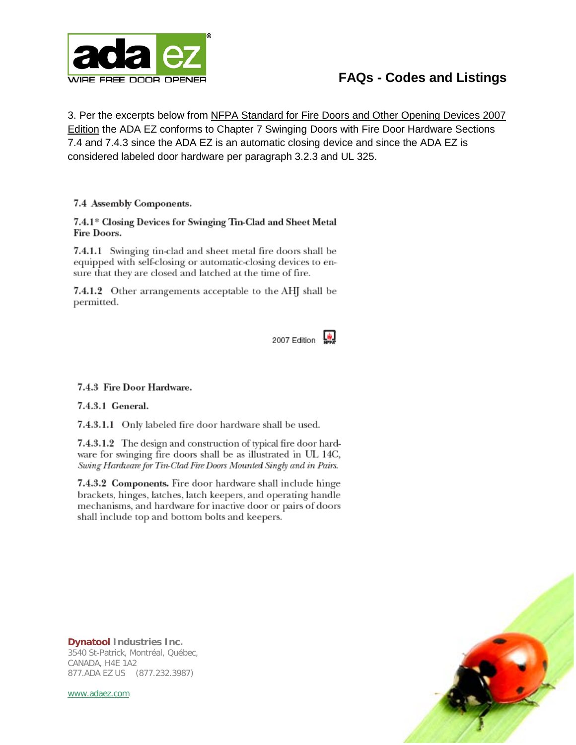3. Per the excerpts below from NFPA Standard for Fire Doors and Other Opening Devices 2007 Edition the ADA EZ conforms to Chapter 7 Swinging Doors with Fire Door Hardware Sections 7.4 and 7.4.3 since the ADA EZ is an automatic closing device and since the ADA EZ is considered labeled door hardware per paragraph 3.2.3 and UL 325.

**7.4 Assembly Components.**

**7.4.1* Closing Devices for Swinging Tin-Clad and Sheet Metal Fire Doors.**

**7.4.1.1** Swinging tin-clad and sheet metal fire doors shall be equipped with self-closing or automatic-closing devices to ensure that they are closed and latched at the time of fire.

**7.4.1.2** Other arrangements acceptable to the AHJ shall be permitted.

2007 Edition

**7.4.3 Fire Door Hardware.**

**7.4.3.1 General.**

**7.4.3.1.1** Only labeled fire door hardware shall be used.

**7.4.3.1.2** The design and construction of typical fire door hardware for swinging fire doors shall be as illustrated in UL 14C, *Swing Hardware for Tin-Clad Fire Doors Mounted Singly and in Pairs.*

**7.4.3.2 Components.** Fire door hardware shall include hinge brackets, hinges, latches, latch keepers, and operating handle mechanisms, and hardware for inactive door or pairs of doors shall include top and bottom bolts and keepers.

**Dynatool Industries Inc.**
3540 St-Patrick, Montréal, Québec,
CANADA, H4E 1A2
877.ADA EZ US (877.232.3987)

www.adaez.com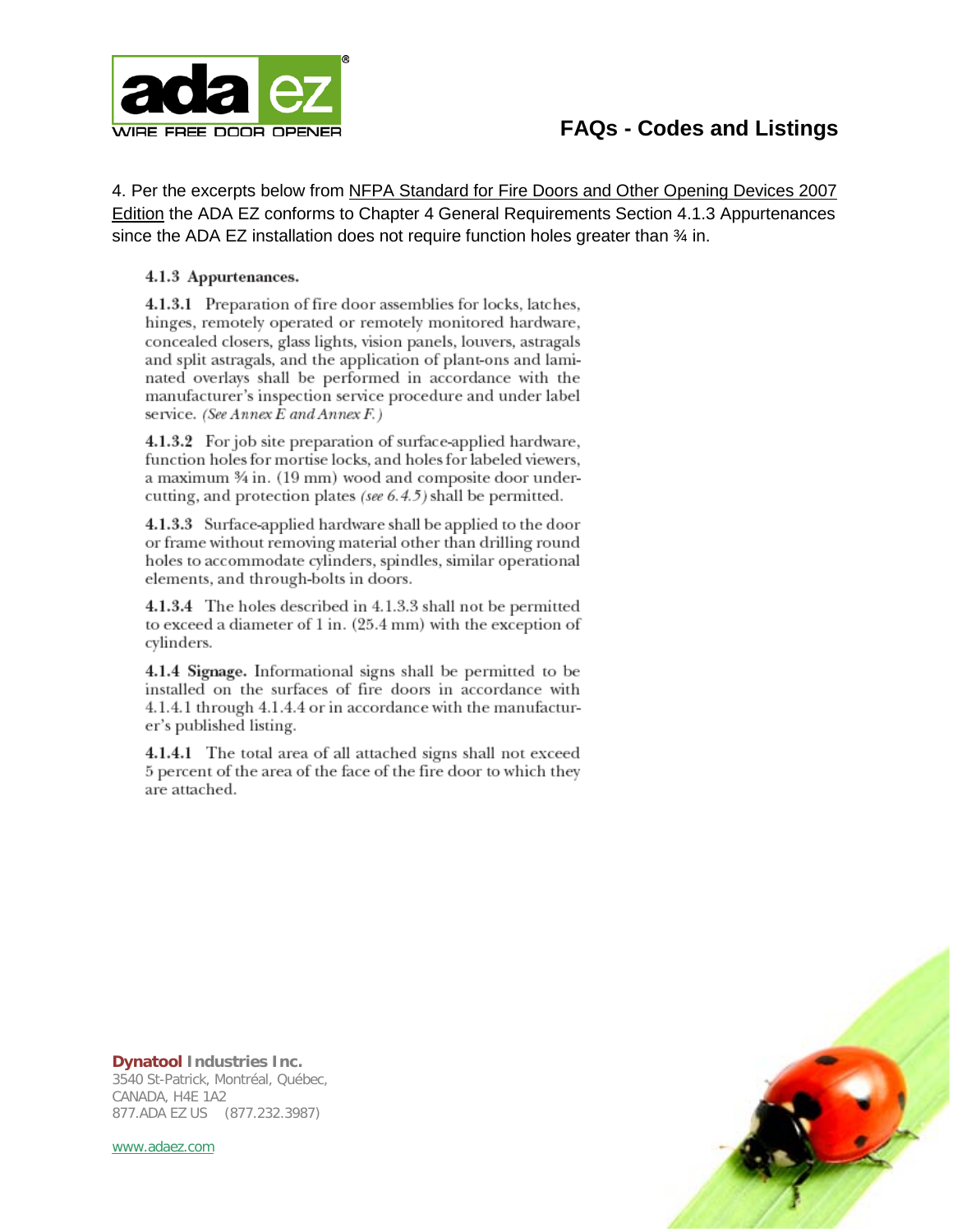# FAQs - Codes and Listings

4. Per the excerpts below from NFPA Standard for Fire Doors and Other Opening Devices 2007 Edition the ADA EZ conforms to Chapter 4 General Requirements Section 4.1.3 Appurtenances since the ADA EZ installation does not require function holes greater than ¾ in.

**4.1.3 Appurtenances.**

**4.1.3.1** Preparation of fire door assemblies for locks, latches, hinges, remotely operated or remotely monitored hardware, concealed closers, glass lights, vision panels, louvers, astragals and split astragals, and the application of plant-ons and laminated overlays shall be performed in accordance with the manufacturer's inspection service procedure and under label service. *(See Annex E and Annex F.)*

**4.1.3.2** For job site preparation of surface-applied hardware, function holes for mortise locks, and holes for labeled viewers, a maximum ¾ in. (19 mm) wood and composite door undercutting, and protection plates *(see 6.4.5)* shall be permitted.

**4.1.3.3** Surface-applied hardware shall be applied to the door or frame without removing material other than drilling round holes to accommodate cylinders, spindles, similar operational elements, and through-bolts in doors.

**4.1.3.4** The holes described in 4.1.3.3 shall not be permitted to exceed a diameter of 1 in. (25.4 mm) with the exception of cylinders.

**4.1.4 Signage.** Informational signs shall be permitted to be installed on the surfaces of fire doors in accordance with 4.1.4.1 through 4.1.4.4 or in accordance with the manufacturer's published listing.

**4.1.4.1** The total area of all attached signs shall not exceed 5 percent of the area of the face of the fire door to which they are attached.

**Dynatool Industries Inc.**
3540 St-Patrick, Montréal, Québec,
CANADA, H4E 1A2
877.ADA EZ US (877.232.3987)

www.adaez.com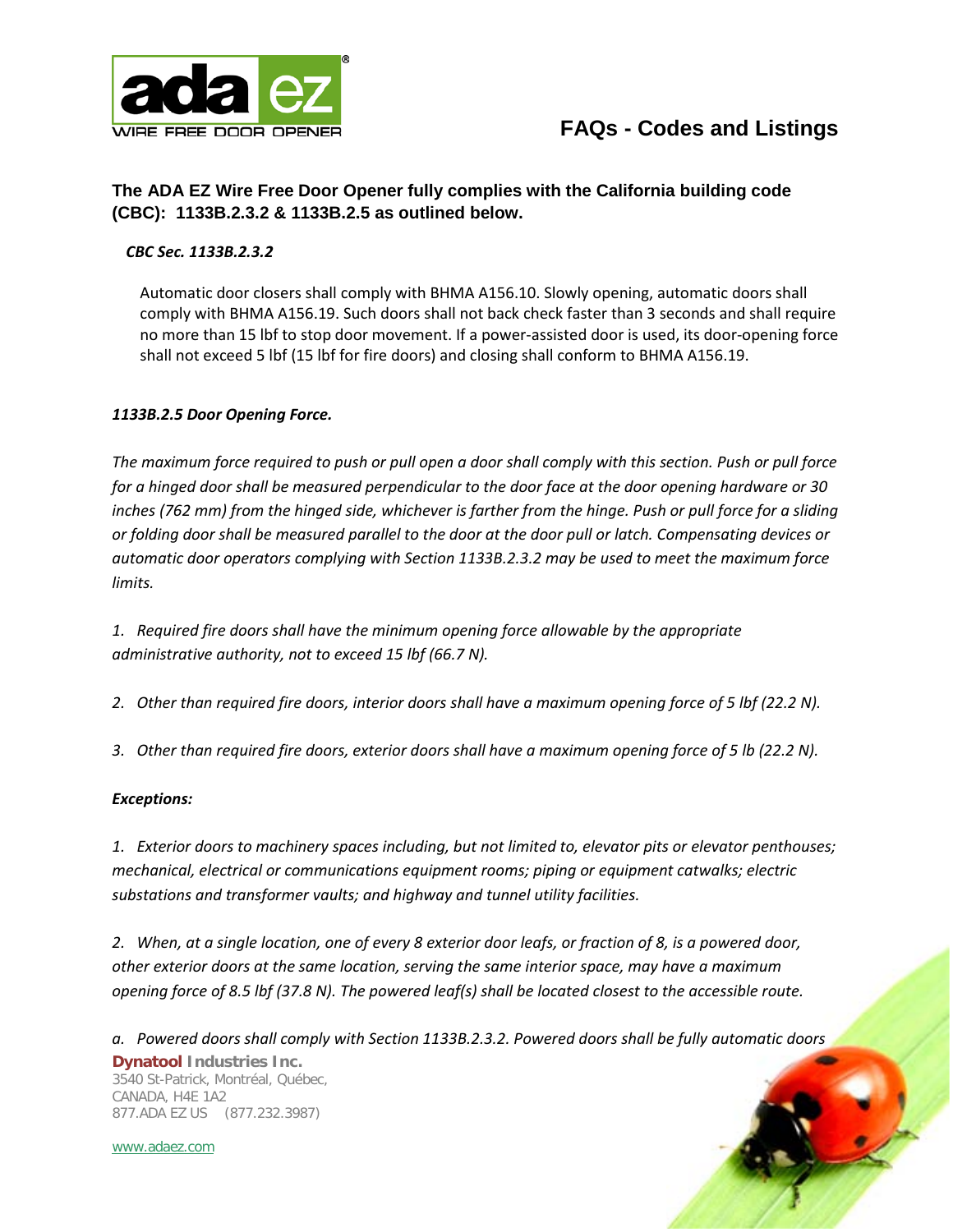# FAQs - Codes and Listings

**The ADA EZ Wire Free Door Opener fully complies with the California building code (CBC): 1133B.2.3.2 & 1133B.2.5 as outlined below.**

***CBC Sec. 1133B.2.3.2***

Automatic door closers shall comply with BHMA A156.10. Slowly opening, automatic doors shall comply with BHMA A156.19. Such doors shall not back check faster than 3 seconds and shall require no more than 15 lbf to stop door movement. If a power-assisted door is used, its door-opening force shall not exceed 5 lbf (15 lbf for fire doors) and closing shall conform to BHMA A156.19.

***1133B.2.5 Door Opening Force.***

*The maximum force required to push or pull open a door shall comply with this section. Push or pull force for a hinged door shall be measured perpendicular to the door face at the door opening hardware or 30 inches (762 mm) from the hinged side, whichever is farther from the hinge. Push or pull force for a sliding or folding door shall be measured parallel to the door at the door pull or latch. Compensating devices or automatic door operators complying with Section 1133B.2.3.2 may be used to meet the maximum force limits.*

*1. Required fire doors shall have the minimum opening force allowable by the appropriate administrative authority, not to exceed 15 lbf (66.7 N).*

*2. Other than required fire doors, interior doors shall have a maximum opening force of 5 lbf (22.2 N).*

*3. Other than required fire doors, exterior doors shall have a maximum opening force of 5 lb (22.2 N).*

***Exceptions:***

*1. Exterior doors to machinery spaces including, but not limited to, elevator pits or elevator penthouses; mechanical, electrical or communications equipment rooms; piping or equipment catwalks; electric substations and transformer vaults; and highway and tunnel utility facilities.*

*2. When, at a single location, one of every 8 exterior door leafs, or fraction of 8, is a powered door, other exterior doors at the same location, serving the same interior space, may have a maximum opening force of 8.5 lbf (37.8 N). The powered leaf(s) shall be located closest to the accessible route.*

*a. Powered doors shall comply with Section 1133B.2.3.2. Powered doors shall be fully automatic doors*

**Dynatool Industries Inc.**
3540 St-Patrick, Montréal, Québec,
CANADA, H4E 1A2
877.ADA EZ US (877.232.3987)

www.adaez.com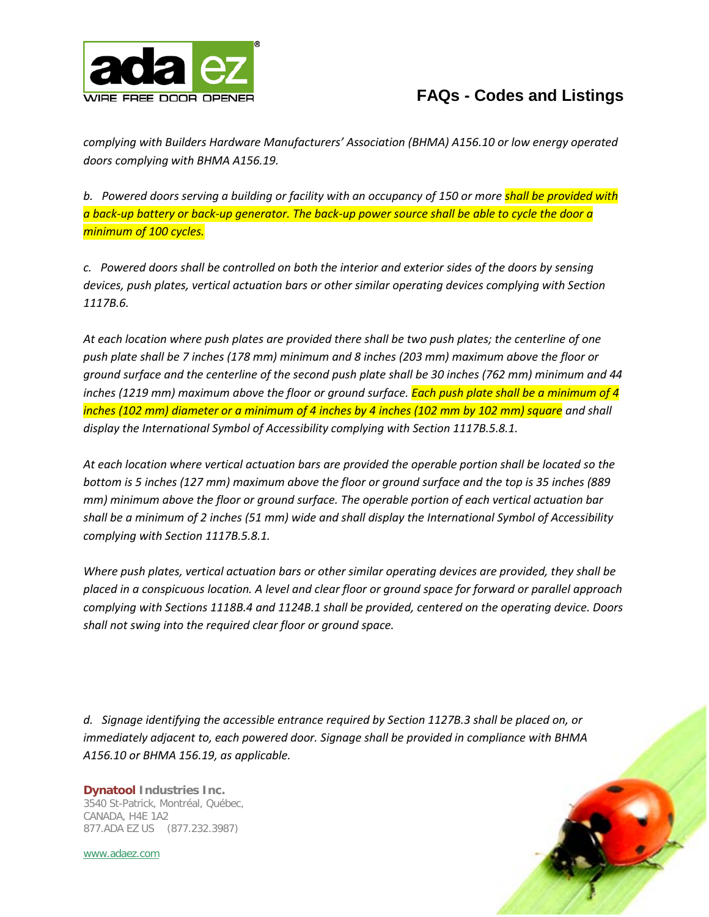*complying with Builders Hardware Manufacturers' Association (BHMA) A156.10 or low energy operated doors complying with BHMA A156.19.*

*b. Powered doors serving a building or facility with an occupancy of 150 or more shall be provided with a back-up battery or back-up generator. The back-up power source shall be able to cycle the door a minimum of 100 cycles.*

*c. Powered doors shall be controlled on both the interior and exterior sides of the doors by sensing devices, push plates, vertical actuation bars or other similar operating devices complying with Section 1117B.6.*

*At each location where push plates are provided there shall be two push plates; the centerline of one push plate shall be 7 inches (178 mm) minimum and 8 inches (203 mm) maximum above the floor or ground surface and the centerline of the second push plate shall be 30 inches (762 mm) minimum and 44 inches (1219 mm) maximum above the floor or ground surface. Each push plate shall be a minimum of 4 inches (102 mm) diameter or a minimum of 4 inches by 4 inches (102 mm by 102 mm) square and shall display the International Symbol of Accessibility complying with Section 1117B.5.8.1.*

*At each location where vertical actuation bars are provided the operable portion shall be located so the bottom is 5 inches (127 mm) maximum above the floor or ground surface and the top is 35 inches (889 mm) minimum above the floor or ground surface. The operable portion of each vertical actuation bar shall be a minimum of 2 inches (51 mm) wide and shall display the International Symbol of Accessibility complying with Section 1117B.5.8.1.*

*Where push plates, vertical actuation bars or other similar operating devices are provided, they shall be placed in a conspicuous location. A level and clear floor or ground space for forward or parallel approach complying with Sections 1118B.4 and 1124B.1 shall be provided, centered on the operating device. Doors shall not swing into the required clear floor or ground space.*

*d. Signage identifying the accessible entrance required by Section 1127B.3 shall be placed on, or immediately adjacent to, each powered door. Signage shall be provided in compliance with BHMA A156.10 or BHMA 156.19, as applicable.*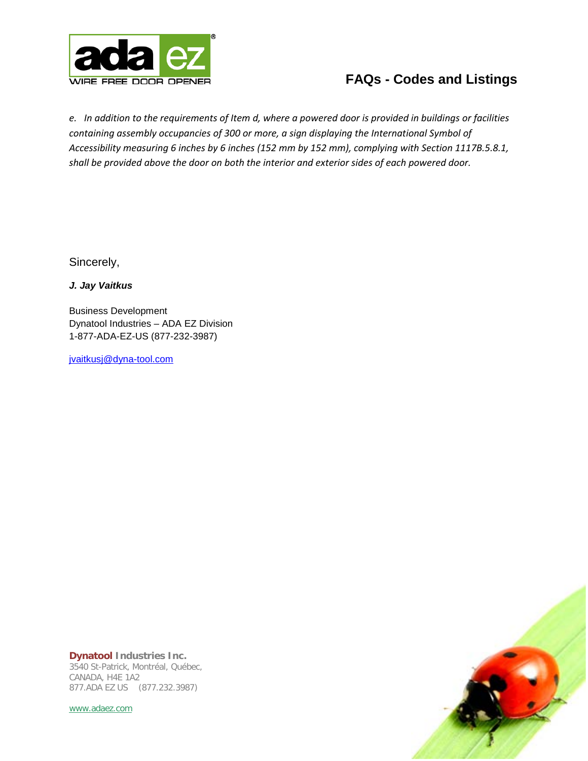*e. In addition to the requirements of Item d, where a powered door is provided in buildings or facilities containing assembly occupancies of 300 or more, a sign displaying the International Symbol of Accessibility measuring 6 inches by 6 inches (152 mm by 152 mm), complying with Section 1117B.5.8.1, shall be provided above the door on both the interior and exterior sides of each powered door.*

Sincerely,

***J. Jay Vaitkus***

Business Development
Dynatool Industries – ADA EZ Division
1-877-ADA-EZ-US (877-232-3987)

jvaitkusj@dyna-tool.com